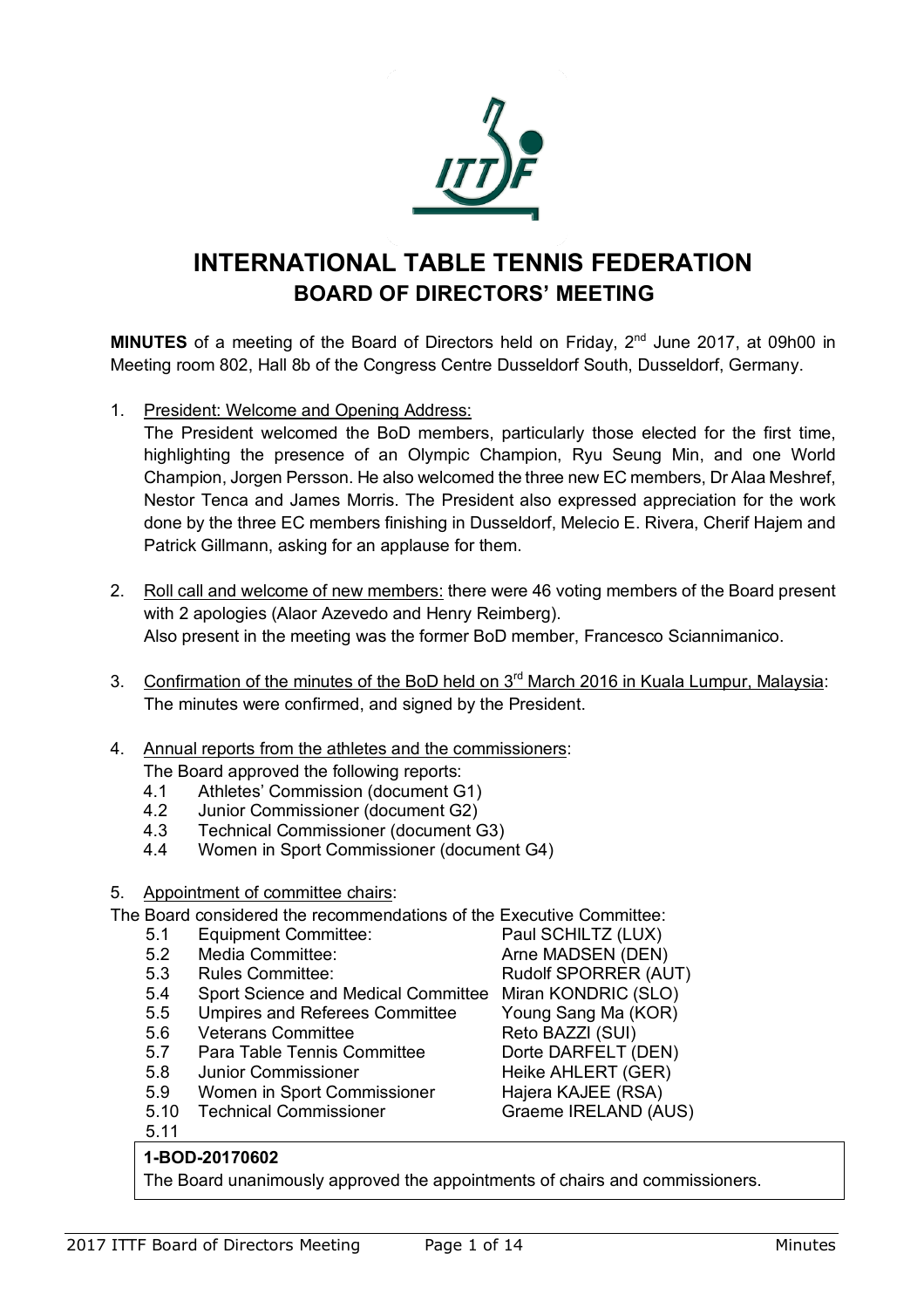# INTERNATIONAL TABLE TENNIS FEDERATION

## BOARD OF DIRECTORS' MEETING

**MINUTES** of a meeting of the Board of Directors held on Friday, 2nd June 2017, at 09h00 in Meeting room 802, Hall 8b of the Congress Centre Dusseldorf South, Dusseldorf, Germany.

1. President: Welcome and Opening Address:
   The President welcomed the BoD members, particularly those elected for the first time, highlighting the presence of an Olympic Champion, Ryu Seung Min, and one World Champion, Jorgen Persson. He also welcomed the three new EC members, Dr Alaa Meshref, Nestor Tenca and James Morris. The President also expressed appreciation for the work done by the three EC members finishing in Dusseldorf, Melecio E. Rivera, Cherif Hajem and Patrick Gillmann, asking for an applause for them.

2. Roll call and welcome of new members: there were 46 voting members of the Board present with 2 apologies (Alaor Azevedo and Henry Reimberg).
   Also present in the meeting was the former BoD member, Francesco Sciannimanico.

3. Confirmation of the minutes of the BoD held on 3rd March 2016 in Kuala Lumpur, Malaysia: The minutes were confirmed, and signed by the President.

4. Annual reports from the athletes and the commissioners:
   The Board approved the following reports:
   - 4.1 Athletes' Commission (document G1)
   - 4.2 Junior Commissioner (document G2)
   - 4.3 Technical Commissioner (document G3)
   - 4.4 Women in Sport Commissioner (document G4)

5. Appointment of committee chairs:

The Board considered the recommendations of the Executive Committee:

| | | |
|---|---|---|
| 5.1 | Equipment Committee: | Paul SCHILTZ (LUX) |
| 5.2 | Media Committee: | Arne MADSEN (DEN) |
| 5.3 | Rules Committee: | Rudolf SPORRER (AUT) |
| 5.4 | Sport Science and Medical Committee | Miran KONDRIC (SLO) |
| 5.5 | Umpires and Referees Committee | Young Sang Ma (KOR) |
| 5.6 | Veterans Committee | Reto BAZZI (SUI) |
| 5.7 | Para Table Tennis Committee | Dorte DARFELT (DEN) |
| 5.8 | Junior Commissioner | Heike AHLERT (GER) |
| 5.9 | Women in Sport Commissioner | Hajera KAJEE (RSA) |
| 5.10 | Technical Commissioner | Graeme IRELAND (AUS) |
| 5.11 | | |

**1-BOD-20170602**
The Board unanimously approved the appointments of chairs and commissioners.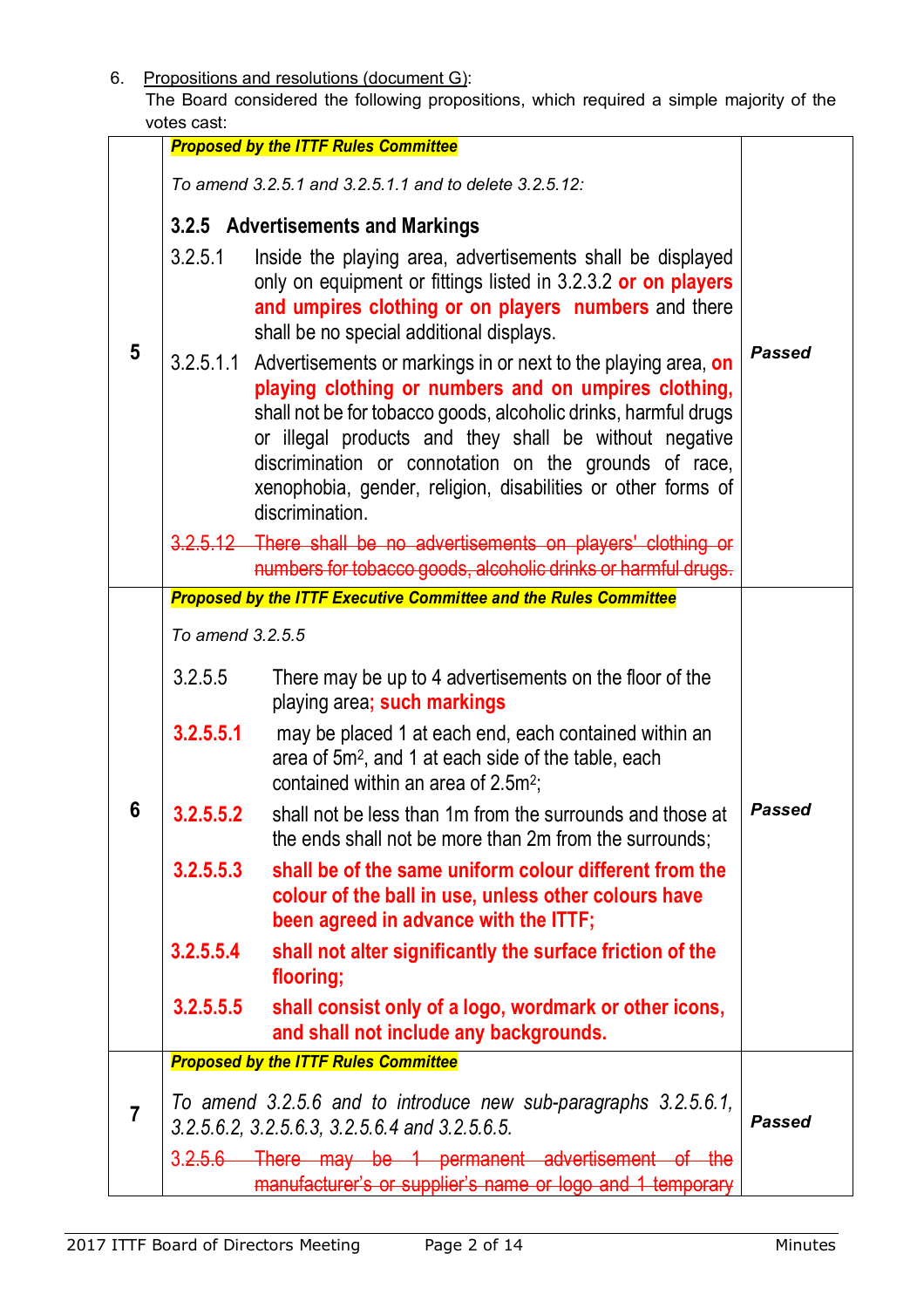6. Propositions and resolutions (document G):

The Board considered the following propositions, which required a simple majority of the votes cast:

| | | |
|---|---|---|
| 5 | ***Proposed by the ITTF Rules Committee***<br><br>*To amend 3.2.5.1 and 3.2.5.1.1 and to delete 3.2.5.12:*<br><br>**3.2.5 Advertisements and Markings**<br><br>3.2.5.1 Inside the playing area, advertisements shall be displayed only on equipment or fittings listed in 3.2.3.2 **or on players and umpires clothing or on players numbers** and there shall be no special additional displays.<br><br>3.2.5.1.1 Advertisements or markings in or next to the playing area, **on playing clothing or numbers and on umpires clothing,** shall not be for tobacco goods, alcoholic drinks, harmful drugs or illegal products and they shall be without negative discrimination or connotation on the grounds of race, xenophobia, gender, religion, disabilities or other forms of discrimination.<br><br>~~3.2.5.12 There shall be no advertisements on players' clothing or numbers for tobacco goods, alcoholic drinks or harmful drugs.~~ | *Passed* |
| 6 | ***Proposed by the ITTF Executive Committee and the Rules Committee***<br><br>*To amend 3.2.5.5*<br><br>3.2.5.5 There may be up to 4 advertisements on the floor of the playing area**; such markings**<br><br>**3.2.5.5.1** may be placed 1 at each end, each contained within an area of 5m², and 1 at each side of the table, each contained within an area of 2.5m²;<br><br>**3.2.5.5.2** shall not be less than 1m from the surrounds and those at the ends shall not be more than 2m from the surrounds;<br><br>**3.2.5.5.3 shall be of the same uniform colour different from the colour of the ball in use, unless other colours have been agreed in advance with the ITTF;**<br><br>**3.2.5.5.4 shall not alter significantly the surface friction of the flooring;**<br><br>**3.2.5.5.5 shall consist only of a logo, wordmark or other icons, and shall not include any backgrounds.** | *Passed* |
| 7 | ***Proposed by the ITTF Rules Committee***<br><br>*To amend 3.2.5.6 and to introduce new sub-paragraphs 3.2.5.6.1, 3.2.5.6.2, 3.2.5.6.3, 3.2.5.6.4 and 3.2.5.6.5.*<br><br>~~3.2.5.6 There may be 1 permanent advertisement of the manufacturer's or supplier's name or logo and 1 temporary~~ | *Passed* |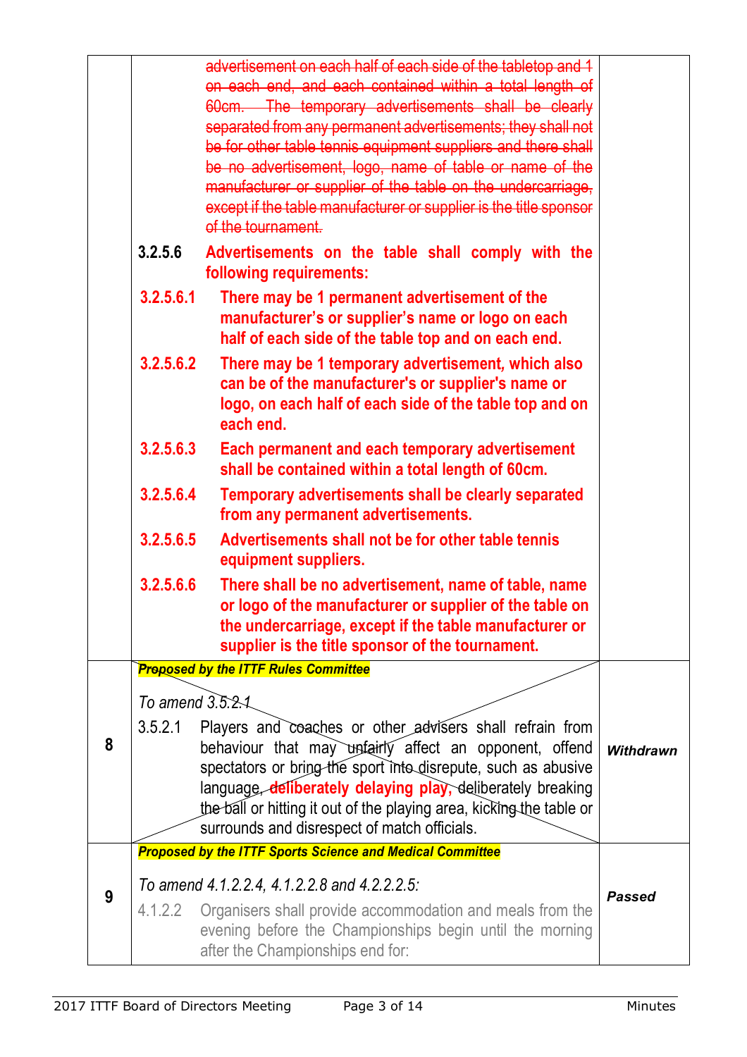| | | |
|---|---|---|
| | ~~advertisement on each half of each side of the tabletop and 1 on each end, and each contained within a total length of 60cm. The temporary advertisements shall be clearly separated from any permanent advertisements; they shall not be for other table tennis equipment suppliers and there shall be no advertisement, logo, name of table or name of the manufacturer or supplier of the table on the undercarriage, except if the table manufacturer or supplier is the title sponsor of the tournament.~~<br><br>**3.2.5.6 Advertisements on the table shall comply with the following requirements:**<br><br>**3.2.5.6.1 There may be 1 permanent advertisement of the manufacturer's or supplier's name or logo on each half of each side of the table top and on each end.**<br><br>**3.2.5.6.2 There may be 1 temporary advertisement, which also can be of the manufacturer's or supplier's name or logo, on each half of each side of the table top and on each end.**<br><br>**3.2.5.6.3 Each permanent and each temporary advertisement shall be contained within a total length of 60cm.**<br><br>**3.2.5.6.4 Temporary advertisements shall be clearly separated from any permanent advertisements.**<br><br>**3.2.5.6.5 Advertisements shall not be for other table tennis equipment suppliers.**<br><br>**3.2.5.6.6 There shall be no advertisement, name of table, name or logo of the manufacturer or supplier of the table on the undercarriage, except if the table manufacturer or supplier is the title sponsor of the tournament.** | |
| 8 | ***Proposed by the ITTF Rules Committee***<br><br>*To amend 3.5.2.1*<br><br>3.5.2.1 Players and coaches or other advisers shall refrain from behaviour that may unfairly affect an opponent, offend spectators or bring the sport into disrepute, such as abusive language, **deliberately delaying play,** deliberately breaking the ball or hitting it out of the playing area, kicking the table or surrounds and disrespect of match officials. | ***Withdrawn*** |
| 9 | ***Proposed by the ITTF Sports Science and Medical Committee***<br><br>*To amend 4.1.2.2.4, 4.1.2.2.8 and 4.2.2.2.5:*<br><br>4.1.2.2 Organisers shall provide accommodation and meals from the evening before the Championships begin until the morning after the Championships end for: | ***Passed*** |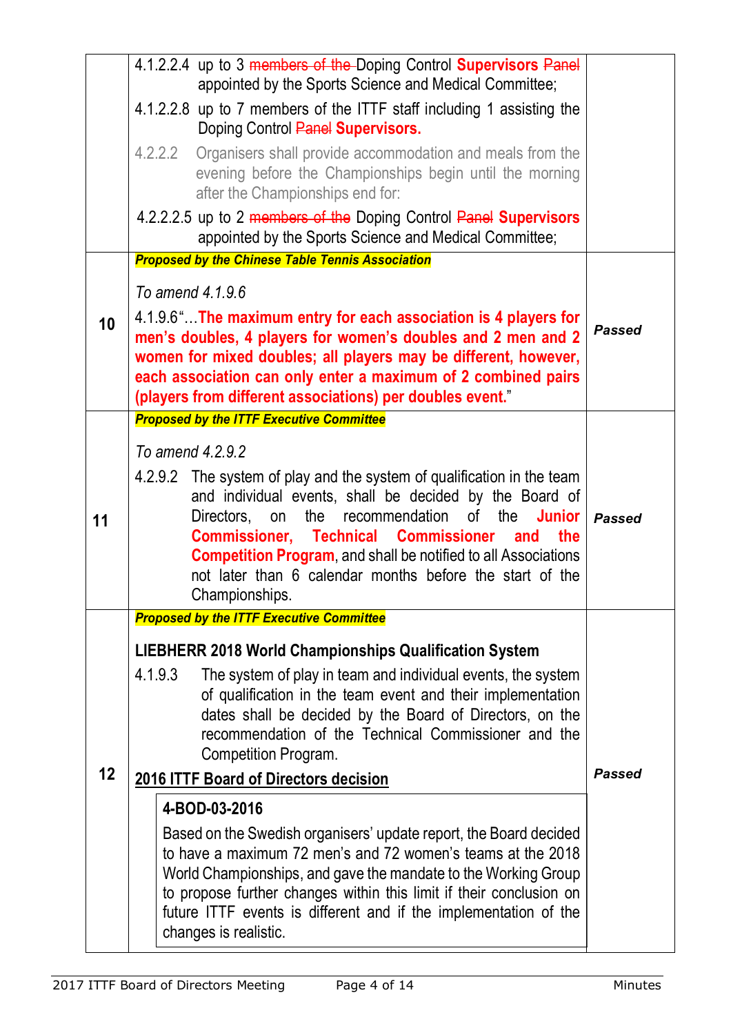| | | |
|---|---|---|
| | 4.1.2.2.4 up to 3 ~~members of the~~ Doping Control **Supervisors** ~~Panel~~ appointed by the Sports Science and Medical Committee;<br><br>4.1.2.2.8 up to 7 members of the ITTF staff including 1 assisting the Doping Control ~~Panel~~ **Supervisors.**<br><br>4.2.2.2 Organisers shall provide accommodation and meals from the evening before the Championships begin until the morning after the Championships end for:<br><br>4.2.2.2.5 up to 2 ~~members of the~~ Doping Control ~~Panel~~ **Supervisors** appointed by the Sports Science and Medical Committee; | |
| **10** | ***Proposed by the Chinese Table Tennis Association***<br><br>*To amend 4.1.9.6*<br><br>4.1.9.6"…**The maximum entry for each association is 4 players for men's doubles, 4 players for women's doubles and 2 men and 2 women for mixed doubles; all players may be different, however, each association can only enter a maximum of 2 combined pairs (players from different associations) per doubles event.**" | ***Passed*** |
| **11** | ***Proposed by the ITTF Executive Committee***<br><br>*To amend 4.2.9.2*<br><br>4.2.9.2 The system of play and the system of qualification in the team and individual events, shall be decided by the Board of Directors, on the recommendation of the **Junior Commissioner, Technical Commissioner and the Competition Program**, and shall be notified to all Associations not later than 6 calendar months before the start of the Championships. | ***Passed*** |
| **12** | ***Proposed by the ITTF Executive Committee***<br><br>**LIEBHERR 2018 World Championships Qualification System**<br><br>4.1.9.3 The system of play in team and individual events, the system of qualification in the team event and their implementation dates shall be decided by the Board of Directors, on the recommendation of the Technical Commissioner and the Competition Program.<br><br>**<u>2016 ITTF Board of Directors decision</u>**<br><br>**4-BOD-03-2016**<br><br>Based on the Swedish organisers' update report, the Board decided to have a maximum 72 men's and 72 women's teams at the 2018 World Championships, and gave the mandate to the Working Group to propose further changes within this limit if their conclusion on future ITTF events is different and if the implementation of the changes is realistic. | ***Passed*** |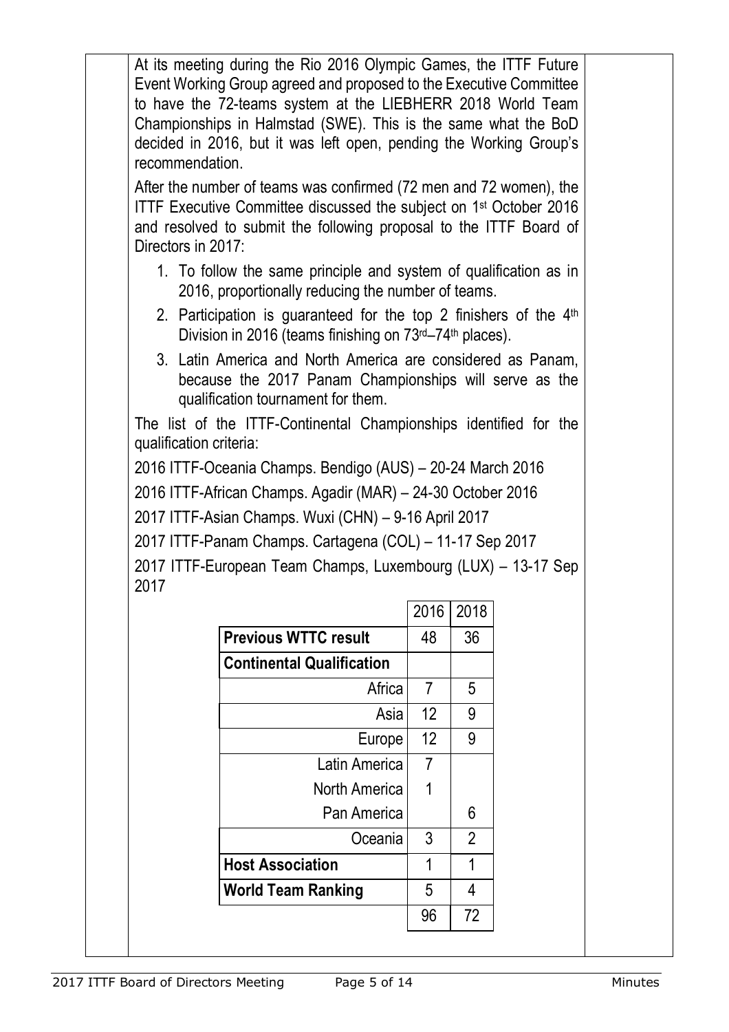At its meeting during the Rio 2016 Olympic Games, the ITTF Future Event Working Group agreed and proposed to the Executive Committee to have the 72-teams system at the LIEBHERR 2018 World Team Championships in Halmstad (SWE). This is the same what the BoD decided in 2016, but it was left open, pending the Working Group's recommendation.

After the number of teams was confirmed (72 men and 72 women), the ITTF Executive Committee discussed the subject on 1st October 2016 and resolved to submit the following proposal to the ITTF Board of Directors in 2017:

1. To follow the same principle and system of qualification as in 2016, proportionally reducing the number of teams.
2. Participation is guaranteed for the top 2 finishers of the 4th Division in 2016 (teams finishing on 73rd–74th places).
3. Latin America and North America are considered as Panam, because the 2017 Panam Championships will serve as the qualification tournament for them.

The list of the ITTF-Continental Championships identified for the qualification criteria:

2016 ITTF-Oceania Champs. Bendigo (AUS) – 20-24 March 2016

2016 ITTF-African Champs. Agadir (MAR) – 24-30 October 2016

2017 ITTF-Asian Champs. Wuxi (CHN) – 9-16 April 2017

2017 ITTF-Panam Champs. Cartagena (COL) – 11-17 Sep 2017

2017 ITTF-European Team Champs, Luxembourg (LUX) – 13-17 Sep 2017

| | 2016 | 2018 |
|---|---|---|
| **Previous WTTC result** | 48 | 36 |
| **Continental Qualification** | | |
| Africa | 7 | 5 |
| Asia | 12 | 9 |
| Europe | 12 | 9 |
| Latin America | 7 | |
| North America | 1 | |
| Pan America | | 6 |
| Oceania | 3 | 2 |
| **Host Association** | 1 | 1 |
| **World Team Ranking** | 5 | 4 |
| | 96 | 72 |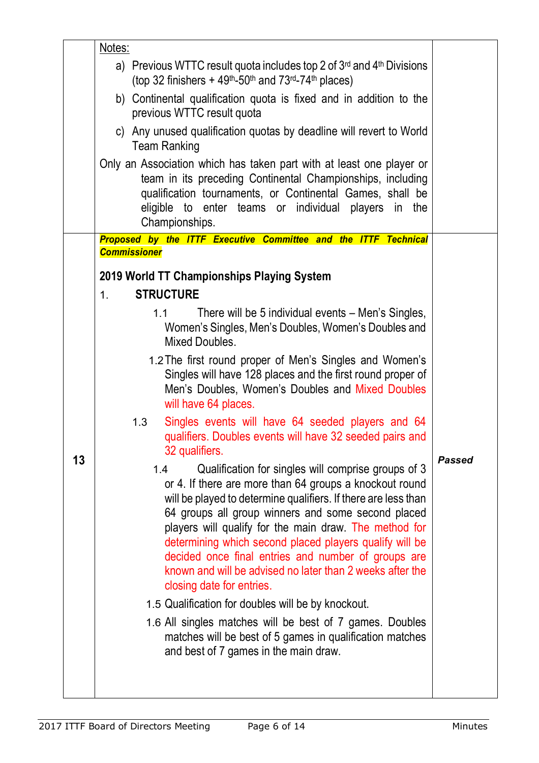| | | |
|---|---|---|
| | Notes:<br>a) Previous WTTC result quota includes top 2 of 3rd and 4th Divisions (top 32 finishers + 49th-50th and 73rd-74th places)<br>b) Continental qualification quota is fixed and in addition to the previous WTTC result quota<br>c) Any unused qualification quotas by deadline will revert to World Team Ranking<br>Only an Association which has taken part with at least one player or team in its preceding Continental Championships, including qualification tournaments, or Continental Games, shall be eligible to enter teams or individual players in the Championships. | |
| **13** | ***Proposed by the ITTF Executive Committee and the ITTF Technical Commissioner***<br><br>**2019 World TT Championships Playing System**<br><br>1. **STRUCTURE**<br>1.1 There will be 5 individual events – Men's Singles, Women's Singles, Men's Doubles, Women's Doubles and Mixed Doubles.<br>1.2 The first round proper of Men's Singles and Women's Singles will have 128 places and the first round proper of Men's Doubles, Women's Doubles and Mixed Doubles will have 64 places.<br>1.3 Singles events will have 64 seeded players and 64 qualifiers. Doubles events will have 32 seeded pairs and 32 qualifiers.<br>1.4 Qualification for singles will comprise groups of 3 or 4. If there are more than 64 groups a knockout round will be played to determine qualifiers. If there are less than 64 groups all group winners and some second placed players will qualify for the main draw. The method for determining which second placed players qualify will be decided once final entries and number of groups are known and will be advised no later than 2 weeks after the closing date for entries.<br>1.5 Qualification for doubles will be by knockout.<br>1.6 All singles matches will be best of 7 games. Doubles matches will be best of 5 games in qualification matches and best of 7 games in the main draw. | ***Passed*** |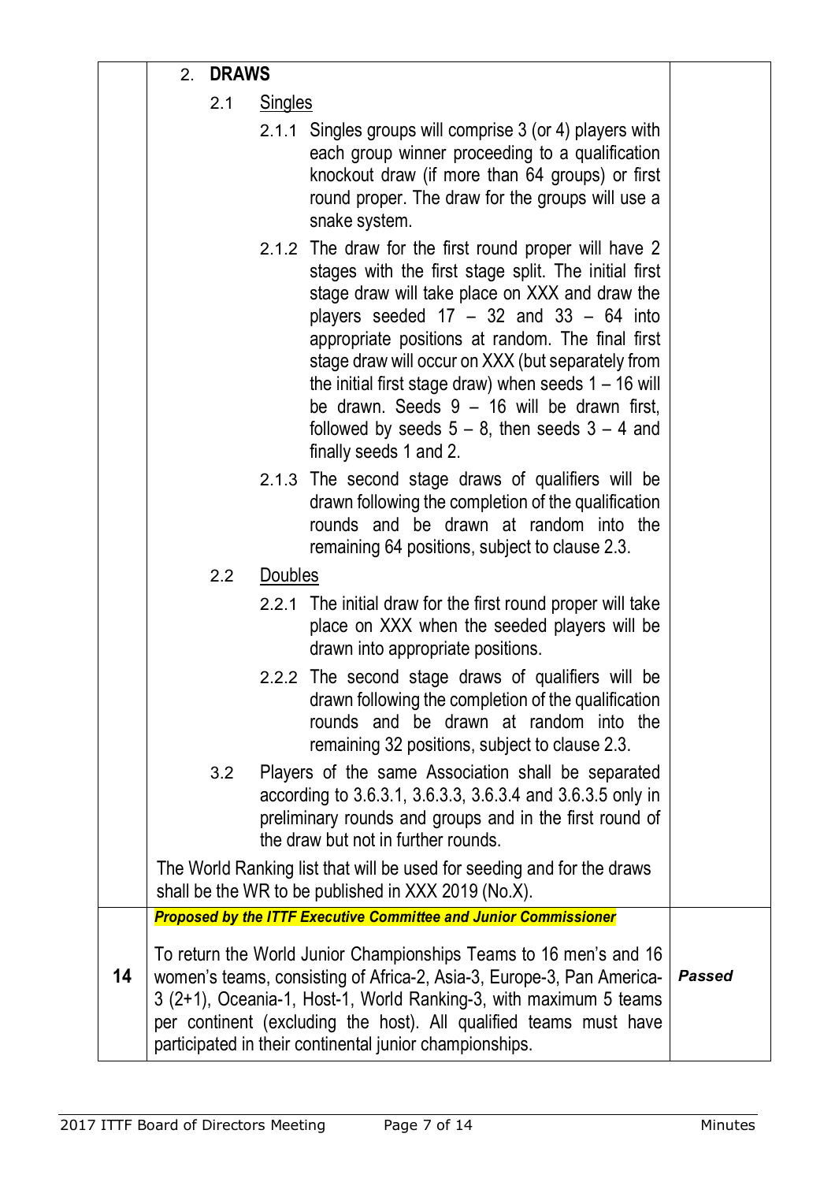| | | |
|---|---|---|
| | **2. DRAWS**<br><br>2.1 Singles<br><br>2.1.1 Singles groups will comprise 3 (or 4) players with each group winner proceeding to a qualification knockout draw (if more than 64 groups) or first round proper. The draw for the groups will use a snake system.<br><br>2.1.2 The draw for the first round proper will have 2 stages with the first stage split. The initial first stage draw will take place on XXX and draw the players seeded 17 – 32 and 33 – 64 into appropriate positions at random. The final first stage draw will occur on XXX (but separately from the initial first stage draw) when seeds 1 – 16 will be drawn. Seeds 9 – 16 will be drawn first, followed by seeds 5 – 8, then seeds 3 – 4 and finally seeds 1 and 2.<br><br>2.1.3 The second stage draws of qualifiers will be drawn following the completion of the qualification rounds and be drawn at random into the remaining 64 positions, subject to clause 2.3.<br><br>2.2 Doubles<br><br>2.2.1 The initial draw for the first round proper will take place on XXX when the seeded players will be drawn into appropriate positions.<br><br>2.2.2 The second stage draws of qualifiers will be drawn following the completion of the qualification rounds and be drawn at random into the remaining 32 positions, subject to clause 2.3.<br><br>3.2 Players of the same Association shall be separated according to 3.6.3.1, 3.6.3.3, 3.6.3.4 and 3.6.3.5 only in preliminary rounds and groups and in the first round of the draw but not in further rounds.<br><br>The World Ranking list that will be used for seeding and for the draws shall be the WR to be published in XXX 2019 (No.X). | |
| **14** | ***Proposed by the ITTF Executive Committee and Junior Commissioner***<br><br>To return the World Junior Championships Teams to 16 men's and 16 women's teams, consisting of Africa-2, Asia-3, Europe-3, Pan America-3 (2+1), Oceania-1, Host-1, World Ranking-3, with maximum 5 teams per continent (excluding the host). All qualified teams must have participated in their continental junior championships. | ***Passed*** |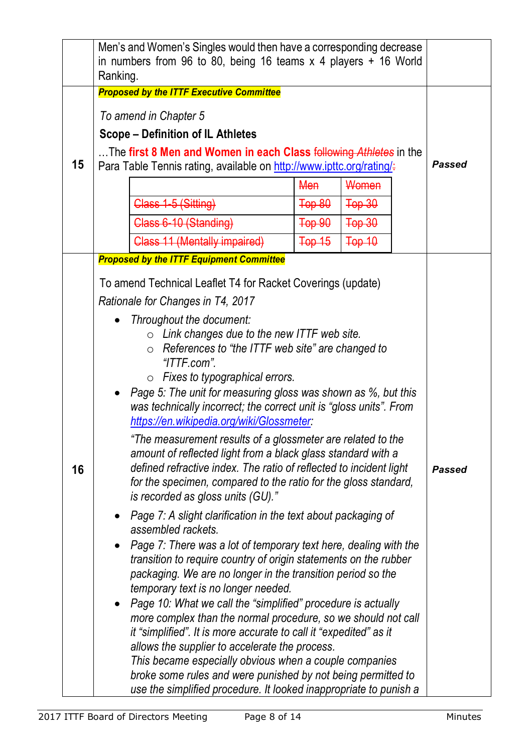| | | |
|---|---|---|
| | Men's and Women's Singles would then have a corresponding decrease in numbers from 96 to 80, being 16 teams x 4 players + 16 World Ranking. | |
| 15 | ***Proposed by the ITTF Executive Committee***<br><br>*To amend in Chapter 5*<br>**Scope – Definition of IL Athletes**<br>…The **first 8 Men and Women in each Class** ~~following *Athletes*~~ in the Para Table Tennis rating, available on [http://www.ipttc.org/rating/](http://www.ipttc.org/rating/)~~:~~<br><br>~~Class 1-5 (Sitting): Men Top 80, Women Top 30~~<br>~~Class 6-10 (Standing): Men Top 90, Women Top 30~~<br>~~Class 11 (Mentally impaired): Men Top 15, Women Top 10~~ | ***Passed*** |
| 16 | ***Proposed by the ITTF Equipment Committee***<br><br>To amend Technical Leaflet T4 for Racket Coverings (update)<br>*Rationale for Changes in T4, 2017*<br>• *Throughout the document:*<br>  ◦ *Link changes due to the new ITTF web site.*<br>  ◦ *References to "the ITTF web site" are changed to "ITTF.com".*<br>  ◦ *Fixes to typographical errors.*<br>• *Page 5: The unit for measuring gloss was shown as %, but this was technically incorrect; the correct unit is "gloss units". From [https://en.wikipedia.org/wiki/Glossmeter](https://en.wikipedia.org/wiki/Glossmeter):*<br>*"The measurement results of a glossmeter are related to the amount of reflected light from a black glass standard with a defined refractive index. The ratio of reflected to incident light for the specimen, compared to the ratio for the gloss standard, is recorded as gloss units (GU)."*<br>• *Page 7: A slight clarification in the text about packaging of assembled rackets.*<br>• *Page 7: There was a lot of temporary text here, dealing with the transition to require country of origin statements on the rubber packaging. We are no longer in the transition period so the temporary text is no longer needed.*<br>• *Page 10: What we call the "simplified" procedure is actually more complex than the normal procedure, so we should not call it "simplified". It is more accurate to call it "expedited" as it allows the supplier to accelerate the process.*<br>*This became especially obvious when a couple companies broke some rules and were punished by not being permitted to use the simplified procedure. It looked inappropriate to punish a* | ***Passed*** |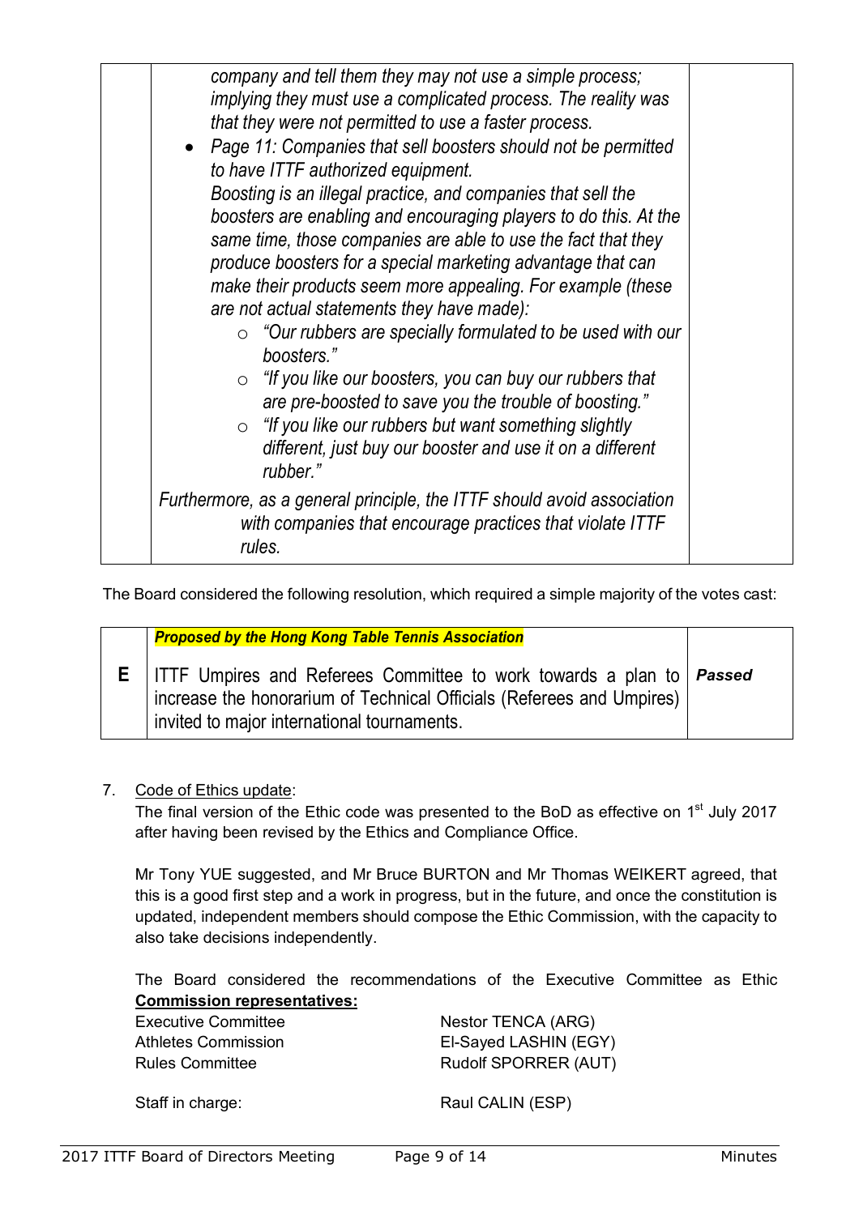| | *company and tell them they may not use a simple process; implying they must use a complicated process. The reality was that they were not permitted to use a faster process.*<br>• *Page 11: Companies that sell boosters should not be permitted to have ITTF authorized equipment.*<br>*Boosting is an illegal practice, and companies that sell the boosters are enabling and encouraging players to do this. At the same time, those companies are able to use the fact that they produce boosters for a special marketing advantage that can make their products seem more appealing. For example (these are not actual statements they have made):*<br>○ *"Our rubbers are specially formulated to be used with our boosters."*<br>○ *"If you like our boosters, you can buy our rubbers that are pre-boosted to save you the trouble of boosting."*<br>○ *"If you like our rubbers but want something slightly different, just buy our booster and use it on a different rubber."*<br>*Furthermore, as a general principle, the ITTF should avoid association with companies that encourage practices that violate ITTF rules.* | |
|---|---|---|

The Board considered the following resolution, which required a simple majority of the votes cast:

| | ***Proposed by the Hong Kong Table Tennis Association*** | |
|---|---|---|
| **E** | ITTF Umpires and Referees Committee to work towards a plan to increase the honorarium of Technical Officials (Referees and Umpires) invited to major international tournaments. | ***Passed*** |

7. Code of Ethics update:

   The final version of the Ethic code was presented to the BoD as effective on 1st July 2017 after having been revised by the Ethics and Compliance Office.

   Mr Tony YUE suggested, and Mr Bruce BURTON and Mr Thomas WEIKERT agreed, that this is a good first step and a work in progress, but in the future, and once the constitution is updated, independent members should compose the Ethic Commission, with the capacity to also take decisions independently.

   The Board considered the recommendations of the Executive Committee as Ethic **Commission representatives:**

   | | |
   |---|---|
   | Executive Committee | Nestor TENCA (ARG) |
   | Athletes Commission | El-Sayed LASHIN (EGY) |
   | Rules Committee | Rudolf SPORRER (AUT) |
   | | |
   | Staff in charge: | Raul CALIN (ESP) |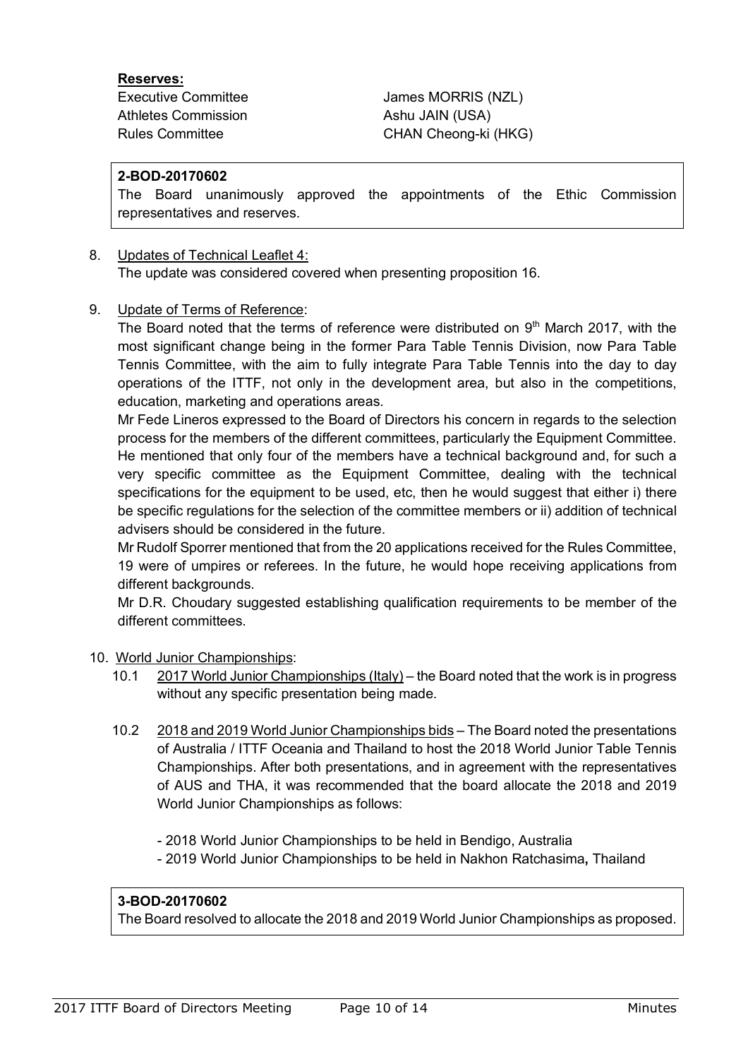**Reserves:**

| | |
|---|---|
| Executive Committee | James MORRIS (NZL) |
| Athletes Commission | Ashu JAIN (USA) |
| Rules Committee | CHAN Cheong-ki (HKG) |

> **2-BOD-20170602**
> The Board unanimously approved the appointments of the Ethic Commission representatives and reserves.

8. Updates of Technical Leaflet 4:
   The update was considered covered when presenting proposition 16.

9. Update of Terms of Reference:
   The Board noted that the terms of reference were distributed on 9th March 2017, with the most significant change being in the former Para Table Tennis Division, now Para Table Tennis Committee, with the aim to fully integrate Para Table Tennis into the day to day operations of the ITTF, not only in the development area, but also in the competitions, education, marketing and operations areas.
   Mr Fede Lineros expressed to the Board of Directors his concern in regards to the selection process for the members of the different committees, particularly the Equipment Committee. He mentioned that only four of the members have a technical background and, for such a very specific committee as the Equipment Committee, dealing with the technical specifications for the equipment to be used, etc, then he would suggest that either i) there be specific regulations for the selection of the committee members or ii) addition of technical advisers should be considered in the future.
   Mr Rudolf Sporrer mentioned that from the 20 applications received for the Rules Committee, 19 were of umpires or referees. In the future, he would hope receiving applications from different backgrounds.
   Mr D.R. Choudary suggested establishing qualification requirements to be member of the different committees.

10. World Junior Championships:
    10.1 2017 World Junior Championships (Italy) – the Board noted that the work is in progress without any specific presentation being made.

    10.2 2018 and 2019 World Junior Championships bids – The Board noted the presentations of Australia / ITTF Oceania and Thailand to host the 2018 World Junior Table Tennis Championships. After both presentations, and in agreement with the representatives of AUS and THA, it was recommended that the board allocate the 2018 and 2019 World Junior Championships as follows:

    - 2018 World Junior Championships to be held in Bendigo, Australia
    - 2019 World Junior Championships to be held in Nakhon Ratchasima**,** Thailand

> **3-BOD-20170602**
> The Board resolved to allocate the 2018 and 2019 World Junior Championships as proposed.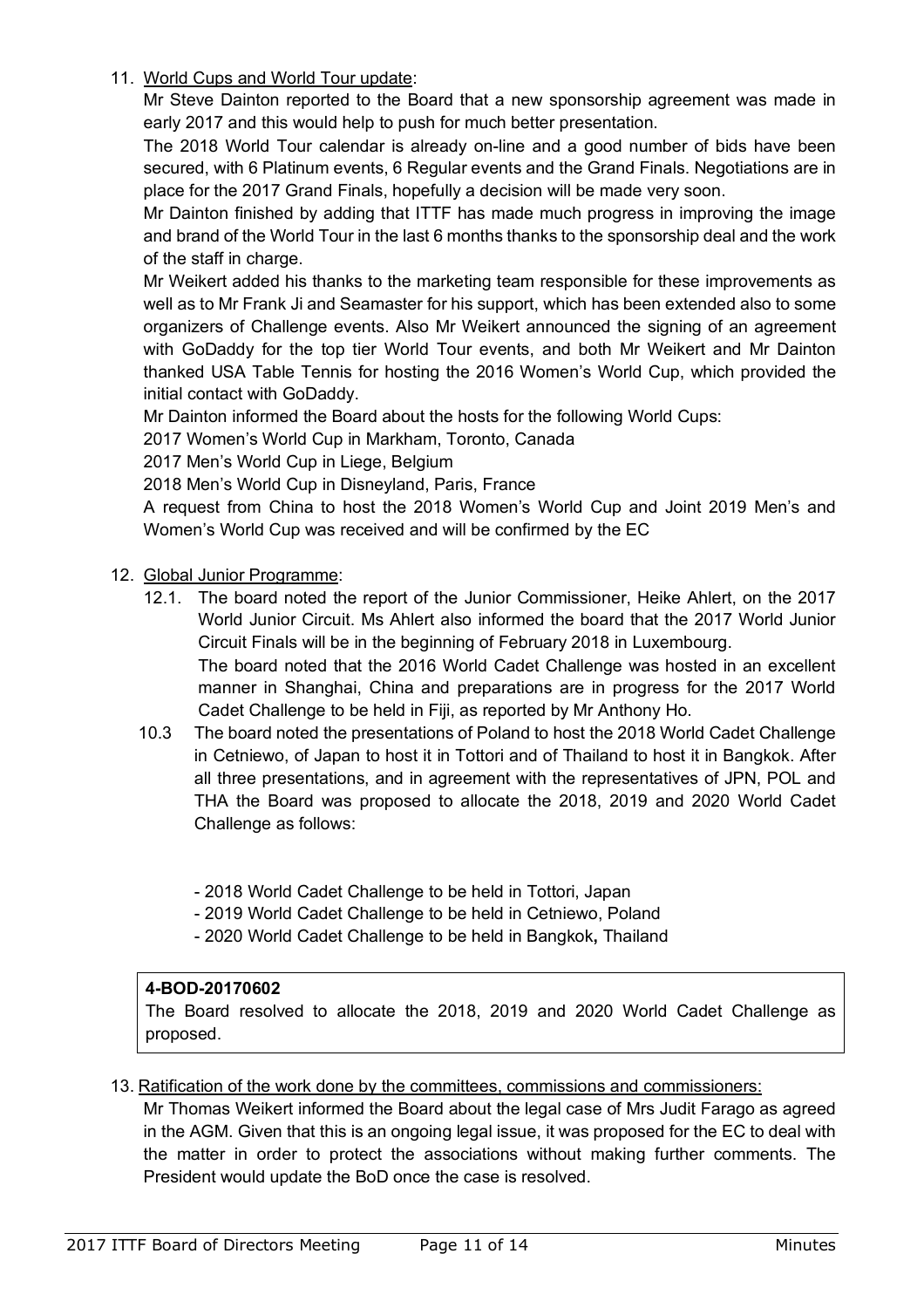11. <u>World Cups and World Tour update</u>:

    Mr Steve Dainton reported to the Board that a new sponsorship agreement was made in early 2017 and this would help to push for much better presentation.

    The 2018 World Tour calendar is already on-line and a good number of bids have been secured, with 6 Platinum events, 6 Regular events and the Grand Finals. Negotiations are in place for the 2017 Grand Finals, hopefully a decision will be made very soon.

    Mr Dainton finished by adding that ITTF has made much progress in improving the image and brand of the World Tour in the last 6 months thanks to the sponsorship deal and the work of the staff in charge.

    Mr Weikert added his thanks to the marketing team responsible for these improvements as well as to Mr Frank Ji and Seamaster for his support, which has been extended also to some organizers of Challenge events. Also Mr Weikert announced the signing of an agreement with GoDaddy for the top tier World Tour events, and both Mr Weikert and Mr Dainton thanked USA Table Tennis for hosting the 2016 Women's World Cup, which provided the initial contact with GoDaddy.

    Mr Dainton informed the Board about the hosts for the following World Cups:

    2017 Women's World Cup in Markham, Toronto, Canada

    2017 Men's World Cup in Liege, Belgium

    2018 Men's World Cup in Disneyland, Paris, France

    A request from China to host the 2018 Women's World Cup and Joint 2019 Men's and Women's World Cup was received and will be confirmed by the EC

12. <u>Global Junior Programme</u>:

    12.1. The board noted the report of the Junior Commissioner, Heike Ahlert, on the 2017 World Junior Circuit. Ms Ahlert also informed the board that the 2017 World Junior Circuit Finals will be in the beginning of February 2018 in Luxembourg.

    The board noted that the 2016 World Cadet Challenge was hosted in an excellent manner in Shanghai, China and preparations are in progress for the 2017 World Cadet Challenge to be held in Fiji, as reported by Mr Anthony Ho.

    10.3 The board noted the presentations of Poland to host the 2018 World Cadet Challenge in Cetniewo, of Japan to host it in Tottori and of Thailand to host it in Bangkok. After all three presentations, and in agreement with the representatives of JPN, POL and THA the Board was proposed to allocate the 2018, 2019 and 2020 World Cadet Challenge as follows:

    - 2018 World Cadet Challenge to be held in Tottori, Japan
    - 2019 World Cadet Challenge to be held in Cetniewo, Poland
    - 2020 World Cadet Challenge to be held in Bangkok**,** Thailand

**4-BOD-20170602**

The Board resolved to allocate the 2018, 2019 and 2020 World Cadet Challenge as proposed.

13. <u>Ratification of the work done by the committees, commissions and commissioners:</u>

    Mr Thomas Weikert informed the Board about the legal case of Mrs Judit Farago as agreed in the AGM. Given that this is an ongoing legal issue, it was proposed for the EC to deal with the matter in order to protect the associations without making further comments. The President would update the BoD once the case is resolved.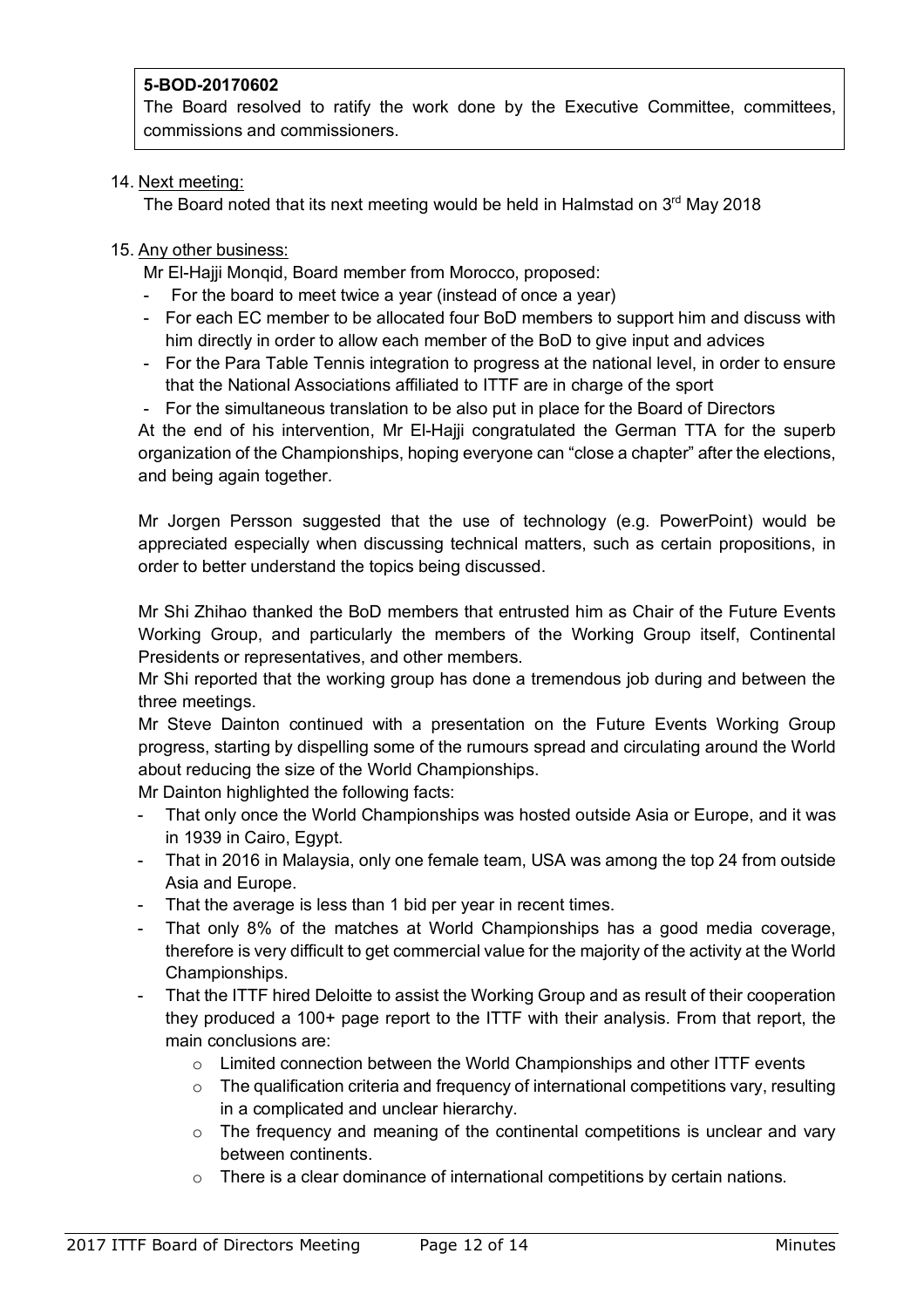**5-BOD-20170602**
The Board resolved to ratify the work done by the Executive Committee, committees, commissions and commissioners.

14. Next meeting:
    The Board noted that its next meeting would be held in Halmstad on 3rd May 2018

15. Any other business:
    Mr El-Hajji Monqid, Board member from Morocco, proposed:
    - For the board to meet twice a year (instead of once a year)
    - For each EC member to be allocated four BoD members to support him and discuss with him directly in order to allow each member of the BoD to give input and advices
    - For the Para Table Tennis integration to progress at the national level, in order to ensure that the National Associations affiliated to ITTF are in charge of the sport
    - For the simultaneous translation to be also put in place for the Board of Directors

    At the end of his intervention, Mr El-Hajji congratulated the German TTA for the superb organization of the Championships, hoping everyone can "close a chapter" after the elections, and being again together.

    Mr Jorgen Persson suggested that the use of technology (e.g. PowerPoint) would be appreciated especially when discussing technical matters, such as certain propositions, in order to better understand the topics being discussed.

    Mr Shi Zhihao thanked the BoD members that entrusted him as Chair of the Future Events Working Group, and particularly the members of the Working Group itself, Continental Presidents or representatives, and other members.
    Mr Shi reported that the working group has done a tremendous job during and between the three meetings.
    Mr Steve Dainton continued with a presentation on the Future Events Working Group progress, starting by dispelling some of the rumours spread and circulating around the World about reducing the size of the World Championships.
    Mr Dainton highlighted the following facts:
    - That only once the World Championships was hosted outside Asia or Europe, and it was in 1939 in Cairo, Egypt.
    - That in 2016 in Malaysia, only one female team, USA was among the top 24 from outside Asia and Europe.
    - That the average is less than 1 bid per year in recent times.
    - That only 8% of the matches at World Championships has a good media coverage, therefore is very difficult to get commercial value for the majority of the activity at the World Championships.
    - That the ITTF hired Deloitte to assist the Working Group and as result of their cooperation they produced a 100+ page report to the ITTF with their analysis. From that report, the main conclusions are:
        - Limited connection between the World Championships and other ITTF events
        - The qualification criteria and frequency of international competitions vary, resulting in a complicated and unclear hierarchy.
        - The frequency and meaning of the continental competitions is unclear and vary between continents.
        - There is a clear dominance of international competitions by certain nations.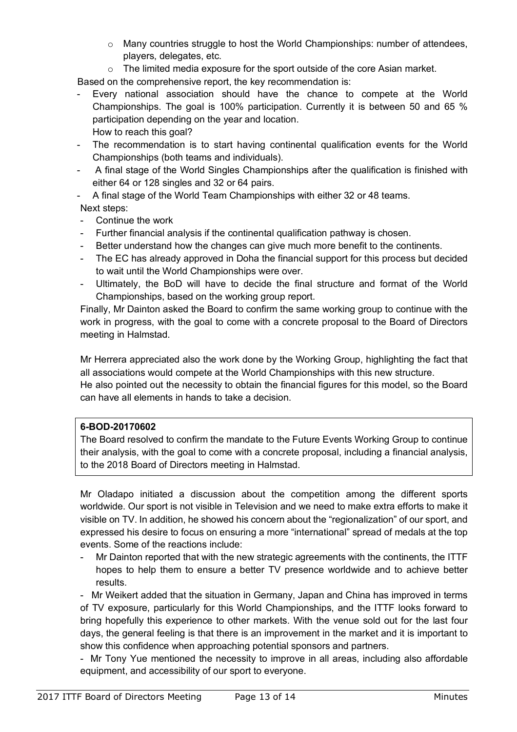- Many countries struggle to host the World Championships: number of attendees, players, delegates, etc.
- The limited media exposure for the sport outside of the core Asian market.

Based on the comprehensive report, the key recommendation is:

- Every national association should have the chance to compete at the World Championships. The goal is 100% participation. Currently it is between 50 and 65 % participation depending on the year and location.
  How to reach this goal?
- The recommendation is to start having continental qualification events for the World Championships (both teams and individuals).
- A final stage of the World Singles Championships after the qualification is finished with either 64 or 128 singles and 32 or 64 pairs.
- A final stage of the World Team Championships with either 32 or 48 teams.

Next steps:

- Continue the work
- Further financial analysis if the continental qualification pathway is chosen.
- Better understand how the changes can give much more benefit to the continents.
- The EC has already approved in Doha the financial support for this process but decided to wait until the World Championships were over.
- Ultimately, the BoD will have to decide the final structure and format of the World Championships, based on the working group report.

Finally, Mr Dainton asked the Board to confirm the same working group to continue with the work in progress, with the goal to come with a concrete proposal to the Board of Directors meeting in Halmstad.

Mr Herrera appreciated also the work done by the Working Group, highlighting the fact that all associations would compete at the World Championships with this new structure.
He also pointed out the necessity to obtain the financial figures for this model, so the Board can have all elements in hands to take a decision.

> **6-BOD-20170602**
> The Board resolved to confirm the mandate to the Future Events Working Group to continue their analysis, with the goal to come with a concrete proposal, including a financial analysis, to the 2018 Board of Directors meeting in Halmstad.

Mr Oladapo initiated a discussion about the competition among the different sports worldwide. Our sport is not visible in Television and we need to make extra efforts to make it visible on TV. In addition, he showed his concern about the "regionalization" of our sport, and expressed his desire to focus on ensuring a more "international" spread of medals at the top events. Some of the reactions include:

- Mr Dainton reported that with the new strategic agreements with the continents, the ITTF hopes to help them to ensure a better TV presence worldwide and to achieve better results.

- Mr Weikert added that the situation in Germany, Japan and China has improved in terms of TV exposure, particularly for this World Championships, and the ITTF looks forward to bring hopefully this experience to other markets. With the venue sold out for the last four days, the general feeling is that there is an improvement in the market and it is important to show this confidence when approaching potential sponsors and partners.

- Mr Tony Yue mentioned the necessity to improve in all areas, including also affordable equipment, and accessibility of our sport to everyone.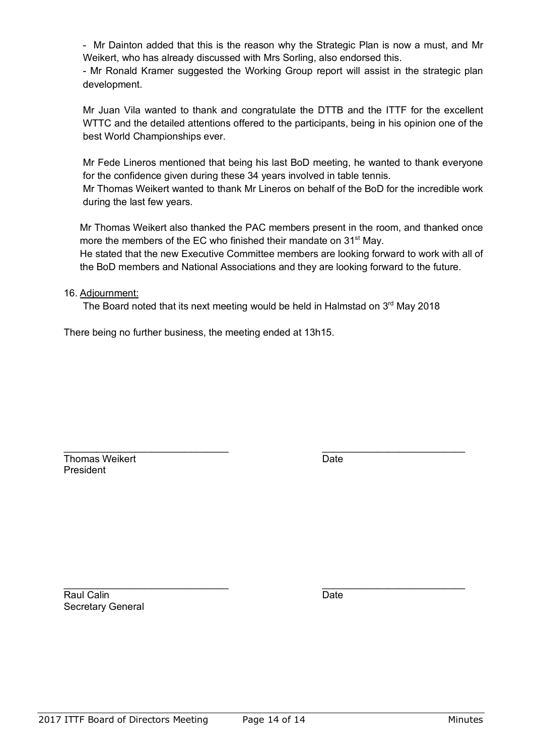- Mr Dainton added that this is the reason why the Strategic Plan is now a must, and Mr Weikert, who has already discussed with Mrs Sorling, also endorsed this.
- Mr Ronald Kramer suggested the Working Group report will assist in the strategic plan development.

Mr Juan Vila wanted to thank and congratulate the DTTB and the ITTF for the excellent WTTC and the detailed attentions offered to the participants, being in his opinion one of the best World Championships ever.

Mr Fede Lineros mentioned that being his last BoD meeting, he wanted to thank everyone for the confidence given during these 34 years involved in table tennis.
Mr Thomas Weikert wanted to thank Mr Lineros on behalf of the BoD for the incredible work during the last few years.

Mr Thomas Weikert also thanked the PAC members present in the room, and thanked once more the members of the EC who finished their mandate on 31st May.
He stated that the new Executive Committee members are looking forward to work with all of the BoD members and National Associations and they are looking forward to the future.

16. Adjournment:
The Board noted that its next meeting would be held in Halmstad on 3rd May 2018

There being no further business, the meeting ended at 13h15.

\_\_\_\_\_\_\_\_\_\_\_\_\_\_\_\_\_\_\_\_\_\_\_\_\_\_\_\_\_\_ &nbsp;&nbsp;&nbsp;&nbsp;&nbsp;&nbsp;&nbsp;&nbsp; \_\_\_\_\_\_\_\_\_\_\_\_\_\_\_\_\_\_\_\_\_\_\_\_\_\_
Thomas Weikert &nbsp;&nbsp;&nbsp;&nbsp;&nbsp;&nbsp;&nbsp;&nbsp; Date
President

\_\_\_\_\_\_\_\_\_\_\_\_\_\_\_\_\_\_\_\_\_\_\_\_\_\_\_\_\_\_ &nbsp;&nbsp;&nbsp;&nbsp;&nbsp;&nbsp;&nbsp;&nbsp; \_\_\_\_\_\_\_\_\_\_\_\_\_\_\_\_\_\_\_\_\_\_\_\_\_\_
Raul Calin &nbsp;&nbsp;&nbsp;&nbsp;&nbsp;&nbsp;&nbsp;&nbsp; Date
Secretary General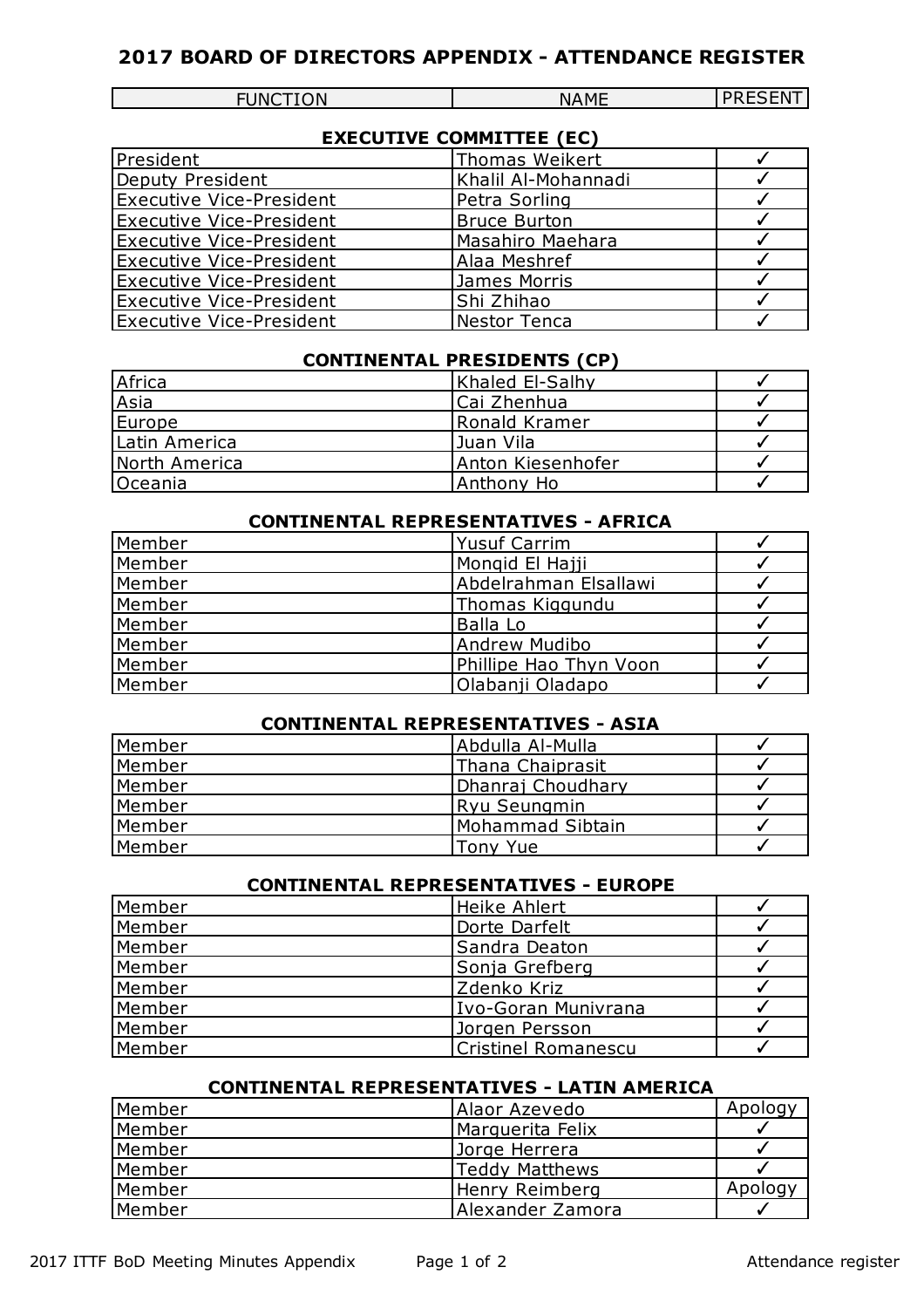# 2017 BOARD OF DIRECTORS APPENDIX - ATTENDANCE REGISTER

| FUNCTION | NAME | PRESENT |
|---|---|---|
| **EXECUTIVE COMMITTEE (EC)** | | |
| President | Thomas Weikert | ✓ |
| Deputy President | Khalil Al-Mohannadi | ✓ |
| Executive Vice-President | Petra Sorling | ✓ |
| Executive Vice-President | Bruce Burton | ✓ |
| Executive Vice-President | Masahiro Maehara | ✓ |
| Executive Vice-President | Alaa Meshref | ✓ |
| Executive Vice-President | James Morris | ✓ |
| Executive Vice-President | Shi Zhihao | ✓ |
| Executive Vice-President | Nestor Tenca | ✓ |
| **CONTINENTAL PRESIDENTS (CP)** | | |
| Africa | Khaled El-Salhy | ✓ |
| Asia | Cai Zhenhua | ✓ |
| Europe | Ronald Kramer | ✓ |
| Latin America | Juan Vila | ✓ |
| North America | Anton Kiesenhofer | ✓ |
| Oceania | Anthony Ho | ✓ |
| **CONTINENTAL REPRESENTATIVES - AFRICA** | | |
| Member | Yusuf Carrim | ✓ |
| Member | Monqid El Hajji | ✓ |
| Member | Abdelrahman Elsallawi | ✓ |
| Member | Thomas Kiggundu | ✓ |
| Member | Balla Lo | ✓ |
| Member | Andrew Mudibo | ✓ |
| Member | Phillipe Hao Thyn Voon | ✓ |
| Member | Olabanji Oladapo | ✓ |
| **CONTINENTAL REPRESENTATIVES - ASIA** | | |
| Member | Abdulla Al-Mulla | ✓ |
| Member | Thana Chaiprasit | ✓ |
| Member | Dhanraj Choudhary | ✓ |
| Member | Ryu Seungmin | ✓ |
| Member | Mohammad Sibtain | ✓ |
| Member | Tony Yue | ✓ |
| **CONTINENTAL REPRESENTATIVES - EUROPE** | | |
| Member | Heike Ahlert | ✓ |
| Member | Dorte Darfelt | ✓ |
| Member | Sandra Deaton | ✓ |
| Member | Sonja Grefberg | ✓ |
| Member | Zdenko Kriz | ✓ |
| Member | Ivo-Goran Munivrana | ✓ |
| Member | Jorgen Persson | ✓ |
| Member | Cristinel Romanescu | ✓ |
| **CONTINENTAL REPRESENTATIVES - LATIN AMERICA** | | |
| Member | Alaor Azevedo | Apology |
| Member | Marguerita Felix | ✓ |
| Member | Jorge Herrera | ✓ |
| Member | Teddy Matthews | ✓ |
| Member | Henry Reimberg | Apology |
| Member | Alexander Zamora | ✓ |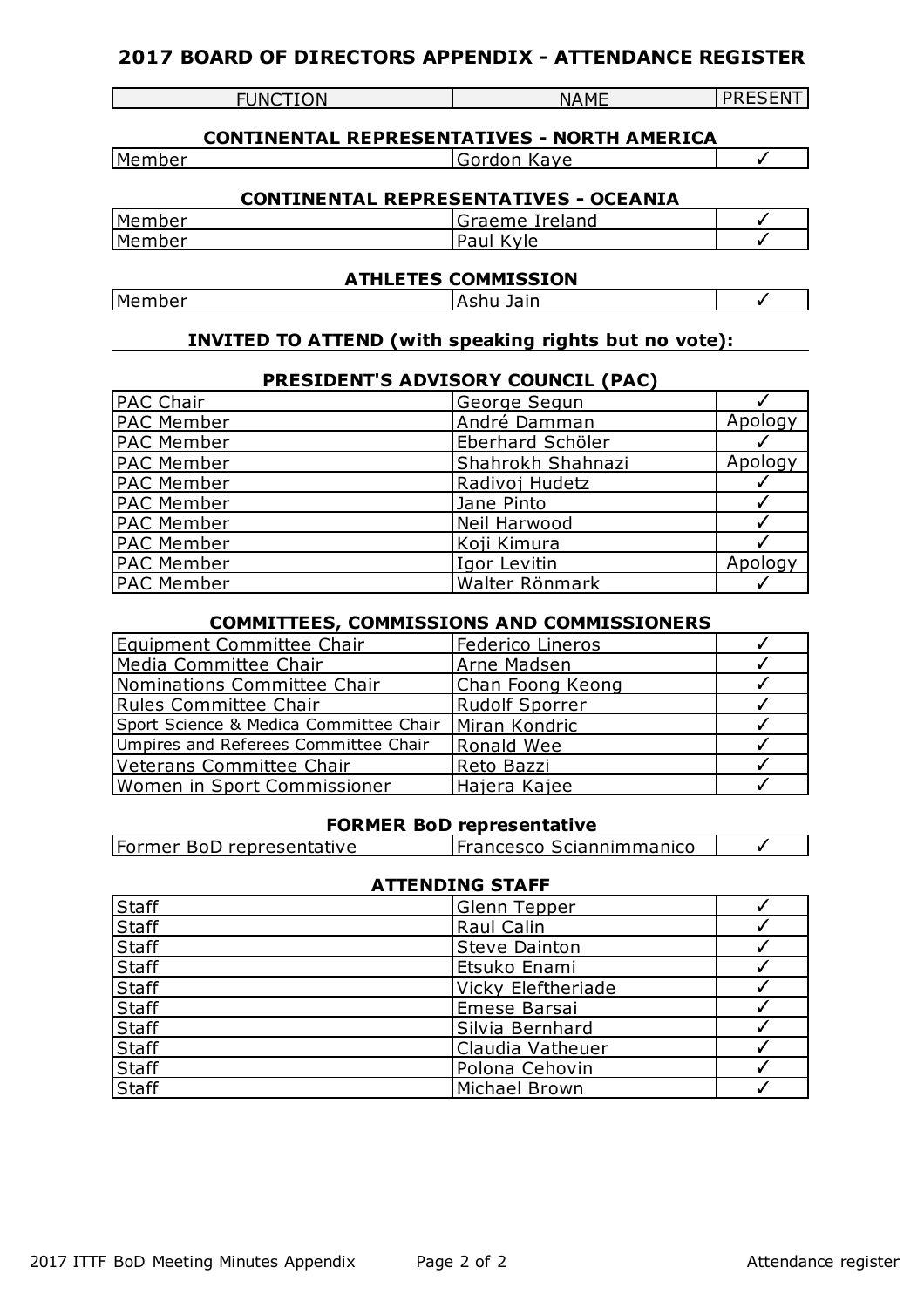# 2017 BOARD OF DIRECTORS APPENDIX - ATTENDANCE REGISTER

| FUNCTION | NAME | PRESENT |
|---|---|---|

### CONTINENTAL REPRESENTATIVES - NORTH AMERICA

| | | |
|---|---|---|
| Member | Gordon Kaye | ✓ |

### CONTINENTAL REPRESENTATIVES - OCEANIA

| | | |
|---|---|---|
| Member | Graeme Ireland | ✓ |
| Member | Paul Kyle | ✓ |

### ATHLETES COMMISSION

| | | |
|---|---|---|
| Member | Ashu Jain | ✓ |

## INVITED TO ATTEND (with speaking rights but no vote):

### PRESIDENT'S ADVISORY COUNCIL (PAC)

| | | |
|---|---|---|
| PAC Chair | George Segun | ✓ |
| PAC Member | André Damman | Apology |
| PAC Member | Eberhard Schöler | ✓ |
| PAC Member | Shahrokh Shahnazi | Apology |
| PAC Member | Radivoj Hudetz | ✓ |
| PAC Member | Jane Pinto | ✓ |
| PAC Member | Neil Harwood | ✓ |
| PAC Member | Koji Kimura | ✓ |
| PAC Member | Igor Levitin | Apology |
| PAC Member | Walter Rönmark | ✓ |

### COMMITTEES, COMMISSIONS AND COMMISSIONERS

| | | |
|---|---|---|
| Equipment Committee Chair | Federico Lineros | ✓ |
| Media Committee Chair | Arne Madsen | ✓ |
| Nominations Committee Chair | Chan Foong Keong | ✓ |
| Rules Committee Chair | Rudolf Sporrer | ✓ |
| Sport Science & Medica Committee Chair | Miran Kondric | ✓ |
| Umpires and Referees Committee Chair | Ronald Wee | ✓ |
| Veterans Committee Chair | Reto Bazzi | ✓ |
| Women in Sport Commissioner | Hajera Kajee | ✓ |

### FORMER BoD representative

| | | |
|---|---|---|
| Former BoD representative | Francesco Sciannimmanico | ✓ |

### ATTENDING STAFF

| | | |
|---|---|---|
| Staff | Glenn Tepper | ✓ |
| Staff | Raul Calin | ✓ |
| Staff | Steve Dainton | ✓ |
| Staff | Etsuko Enami | ✓ |
| Staff | Vicky Eleftheriade | ✓ |
| Staff | Emese Barsai | ✓ |
| Staff | Silvia Bernhard | ✓ |
| Staff | Claudia Vatheuer | ✓ |
| Staff | Polona Cehovin | ✓ |
| Staff | Michael Brown | ✓ |